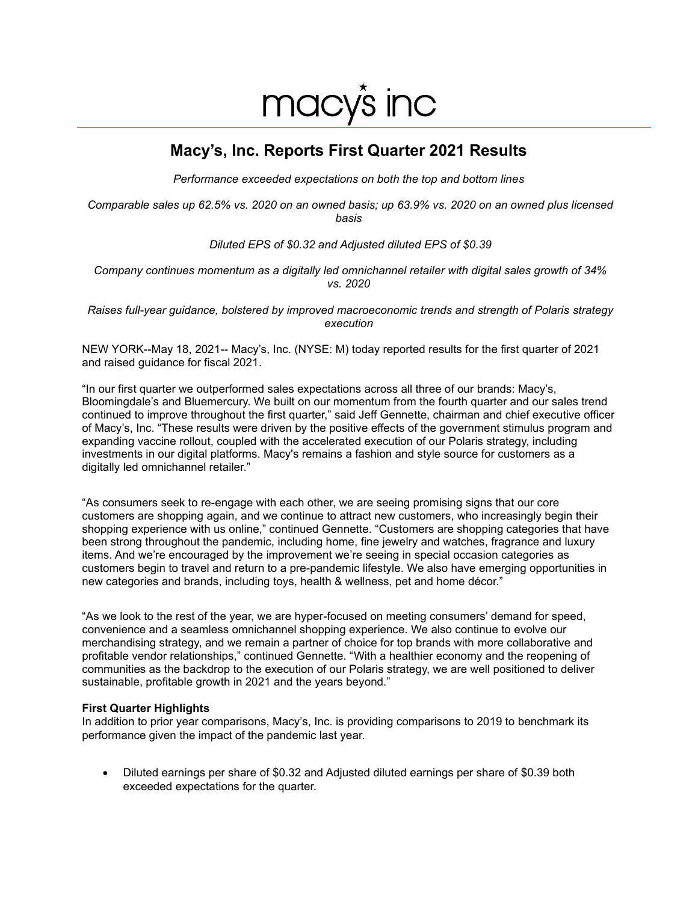macy's inc

# Macy's, Inc. Reports First Quarter 2021 Results

*Performance exceeded expectations on both the top and bottom lines*

*Comparable sales up 62.5% vs. 2020 on an owned basis; up 63.9% vs. 2020 on an owned plus licensed basis*

*Diluted EPS of $0.32 and Adjusted diluted EPS of $0.39*

*Company continues momentum as a digitally led omnichannel retailer with digital sales growth of 34% vs. 2020*

*Raises full-year guidance, bolstered by improved macroeconomic trends and strength of Polaris strategy execution*

NEW YORK--May 18, 2021-- Macy's, Inc. (NYSE: M) today reported results for the first quarter of 2021 and raised guidance for fiscal 2021.

"In our first quarter we outperformed sales expectations across all three of our brands: Macy's, Bloomingdale's and Bluemercury. We built on our momentum from the fourth quarter and our sales trend continued to improve throughout the first quarter," said Jeff Gennette, chairman and chief executive officer of Macy's, Inc. "These results were driven by the positive effects of the government stimulus program and expanding vaccine rollout, coupled with the accelerated execution of our Polaris strategy, including investments in our digital platforms. Macy's remains a fashion and style source for customers as a digitally led omnichannel retailer."

"As consumers seek to re-engage with each other, we are seeing promising signs that our core customers are shopping again, and we continue to attract new customers, who increasingly begin their shopping experience with us online," continued Gennette. "Customers are shopping categories that have been strong throughout the pandemic, including home, fine jewelry and watches, fragrance and luxury items. And we're encouraged by the improvement we're seeing in special occasion categories as customers begin to travel and return to a pre-pandemic lifestyle. We also have emerging opportunities in new categories and brands, including toys, health & wellness, pet and home décor."

"As we look to the rest of the year, we are hyper-focused on meeting consumers' demand for speed, convenience and a seamless omnichannel shopping experience. We also continue to evolve our merchandising strategy, and we remain a partner of choice for top brands with more collaborative and profitable vendor relationships," continued Gennette. "With a healthier economy and the reopening of communities as the backdrop to the execution of our Polaris strategy, we are well positioned to deliver sustainable, profitable growth in 2021 and the years beyond."

**First Quarter Highlights**

In addition to prior year comparisons, Macy's, Inc. is providing comparisons to 2019 to benchmark its performance given the impact of the pandemic last year.

- Diluted earnings per share of $0.32 and Adjusted diluted earnings per share of $0.39 both exceeded expectations for the quarter.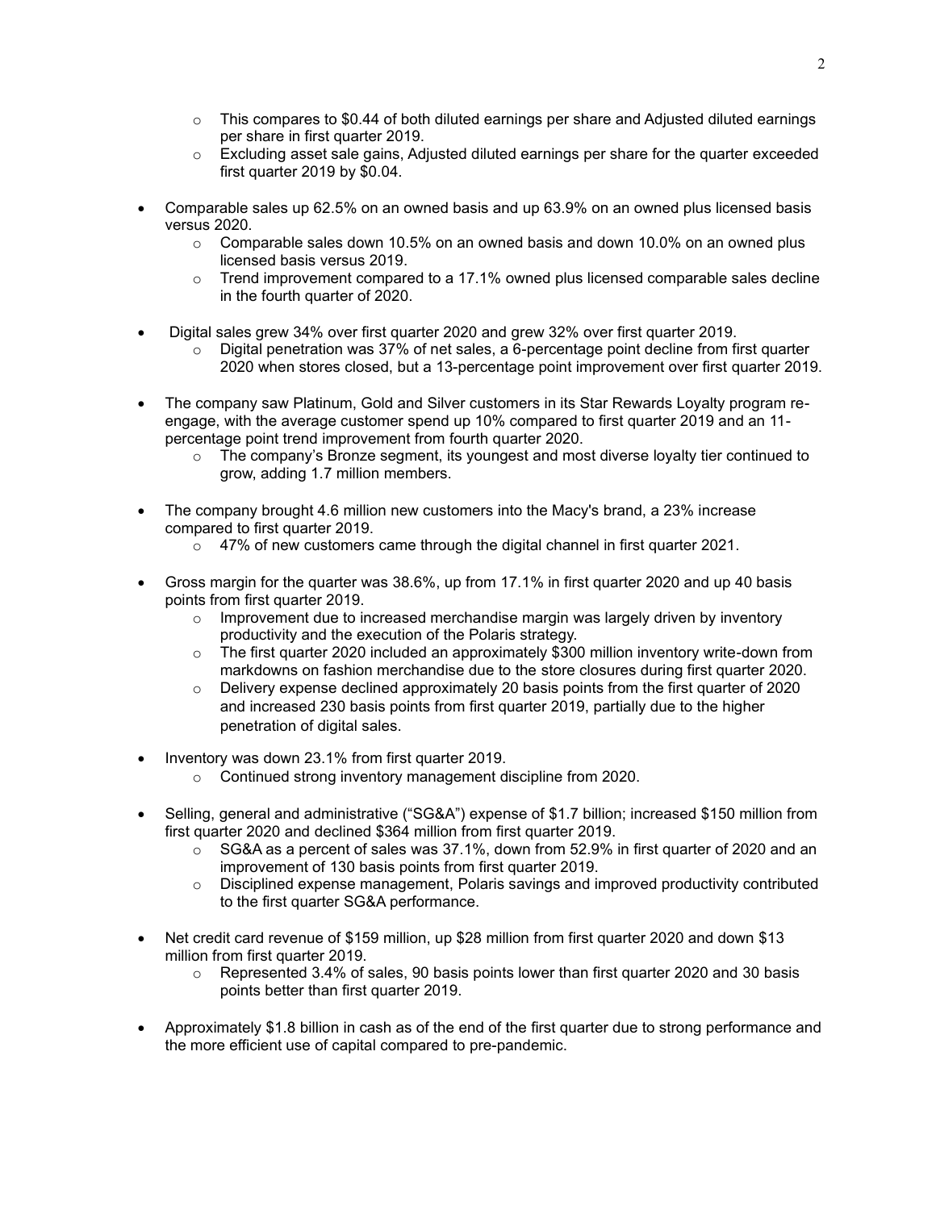- This compares to $0.44 of both diluted earnings per share and Adjusted diluted earnings per share in first quarter 2019.
  - Excluding asset sale gains, Adjusted diluted earnings per share for the quarter exceeded first quarter 2019 by $0.04.

- Comparable sales up 62.5% on an owned basis and up 63.9% on an owned plus licensed basis versus 2020.
  - Comparable sales down 10.5% on an owned basis and down 10.0% on an owned plus licensed basis versus 2019.
  - Trend improvement compared to a 17.1% owned plus licensed comparable sales decline in the fourth quarter of 2020.

- Digital sales grew 34% over first quarter 2020 and grew 32% over first quarter 2019.
  - Digital penetration was 37% of net sales, a 6-percentage point decline from first quarter 2020 when stores closed, but a 13-percentage point improvement over first quarter 2019.

- The company saw Platinum, Gold and Silver customers in its Star Rewards Loyalty program re-engage, with the average customer spend up 10% compared to first quarter 2019 and an 11-percentage point trend improvement from fourth quarter 2020.
  - The company's Bronze segment, its youngest and most diverse loyalty tier continued to grow, adding 1.7 million members.

- The company brought 4.6 million new customers into the Macy's brand, a 23% increase compared to first quarter 2019.
  - 47% of new customers came through the digital channel in first quarter 2021.

- Gross margin for the quarter was 38.6%, up from 17.1% in first quarter 2020 and up 40 basis points from first quarter 2019.
  - Improvement due to increased merchandise margin was largely driven by inventory productivity and the execution of the Polaris strategy.
  - The first quarter 2020 included an approximately $300 million inventory write-down from markdowns on fashion merchandise due to the store closures during first quarter 2020.
  - Delivery expense declined approximately 20 basis points from the first quarter of 2020 and increased 230 basis points from first quarter 2019, partially due to the higher penetration of digital sales.

- Inventory was down 23.1% from first quarter 2019.
  - Continued strong inventory management discipline from 2020.

- Selling, general and administrative ("SG&A") expense of $1.7 billion; increased $150 million from first quarter 2020 and declined $364 million from first quarter 2019.
  - SG&A as a percent of sales was 37.1%, down from 52.9% in first quarter of 2020 and an improvement of 130 basis points from first quarter 2019.
  - Disciplined expense management, Polaris savings and improved productivity contributed to the first quarter SG&A performance.

- Net credit card revenue of $159 million, up $28 million from first quarter 2020 and down $13 million from first quarter 2019.
  - Represented 3.4% of sales, 90 basis points lower than first quarter 2020 and 30 basis points better than first quarter 2019.

- Approximately $1.8 billion in cash as of the end of the first quarter due to strong performance and the more efficient use of capital compared to pre-pandemic.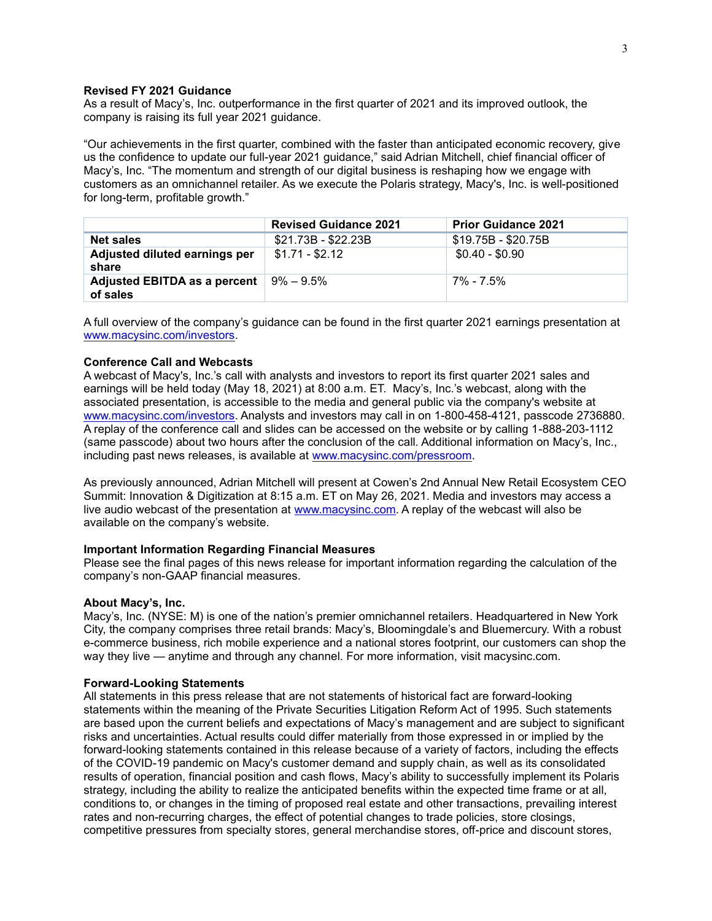**Revised FY 2021 Guidance**

As a result of Macy's, Inc. outperformance in the first quarter of 2021 and its improved outlook, the company is raising its full year 2021 guidance.

"Our achievements in the first quarter, combined with the faster than anticipated economic recovery, give us the confidence to update our full-year 2021 guidance," said Adrian Mitchell, chief financial officer of Macy's, Inc. "The momentum and strength of our digital business is reshaping how we engage with customers as an omnichannel retailer. As we execute the Polaris strategy, Macy's, Inc. is well-positioned for long-term, profitable growth."

| | Revised Guidance 2021 | Prior Guidance 2021 |
|---|---|---|
| **Net sales** | $21.73B - $22.23B | $19.75B - $20.75B |
| **Adjusted diluted earnings per share** | $1.71 - $2.12 | $0.40 - $0.90 |
| **Adjusted EBITDA as a percent of sales** | 9% – 9.5% | 7% - 7.5% |

A full overview of the company's guidance can be found in the first quarter 2021 earnings presentation at www.macysinc.com/investors.

**Conference Call and Webcasts**

A webcast of Macy's, Inc.'s call with analysts and investors to report its first quarter 2021 sales and earnings will be held today (May 18, 2021) at 8:00 a.m. ET. Macy's, Inc.'s webcast, along with the associated presentation, is accessible to the media and general public via the company's website at www.macysinc.com/investors. Analysts and investors may call in on 1-800-458-4121, passcode 2736880. A replay of the conference call and slides can be accessed on the website or by calling 1-888-203-1112 (same passcode) about two hours after the conclusion of the call. Additional information on Macy's, Inc., including past news releases, is available at www.macysinc.com/pressroom.

As previously announced, Adrian Mitchell will present at Cowen's 2nd Annual New Retail Ecosystem CEO Summit: Innovation & Digitization at 8:15 a.m. ET on May 26, 2021. Media and investors may access a live audio webcast of the presentation at www.macysinc.com. A replay of the webcast will also be available on the company's website.

**Important Information Regarding Financial Measures**

Please see the final pages of this news release for important information regarding the calculation of the company's non-GAAP financial measures.

**About Macy's, Inc.**

Macy's, Inc. (NYSE: M) is one of the nation's premier omnichannel retailers. Headquartered in New York City, the company comprises three retail brands: Macy's, Bloomingdale's and Bluemercury. With a robust e-commerce business, rich mobile experience and a national stores footprint, our customers can shop the way they live — anytime and through any channel. For more information, visit macysinc.com.

**Forward-Looking Statements**

All statements in this press release that are not statements of historical fact are forward-looking statements within the meaning of the Private Securities Litigation Reform Act of 1995. Such statements are based upon the current beliefs and expectations of Macy's management and are subject to significant risks and uncertainties. Actual results could differ materially from those expressed in or implied by the forward-looking statements contained in this release because of a variety of factors, including the effects of the COVID-19 pandemic on Macy's customer demand and supply chain, as well as its consolidated results of operation, financial position and cash flows, Macy's ability to successfully implement its Polaris strategy, including the ability to realize the anticipated benefits within the expected time frame or at all, conditions to, or changes in the timing of proposed real estate and other transactions, prevailing interest rates and non-recurring charges, the effect of potential changes to trade policies, store closings, competitive pressures from specialty stores, general merchandise stores, off-price and discount stores,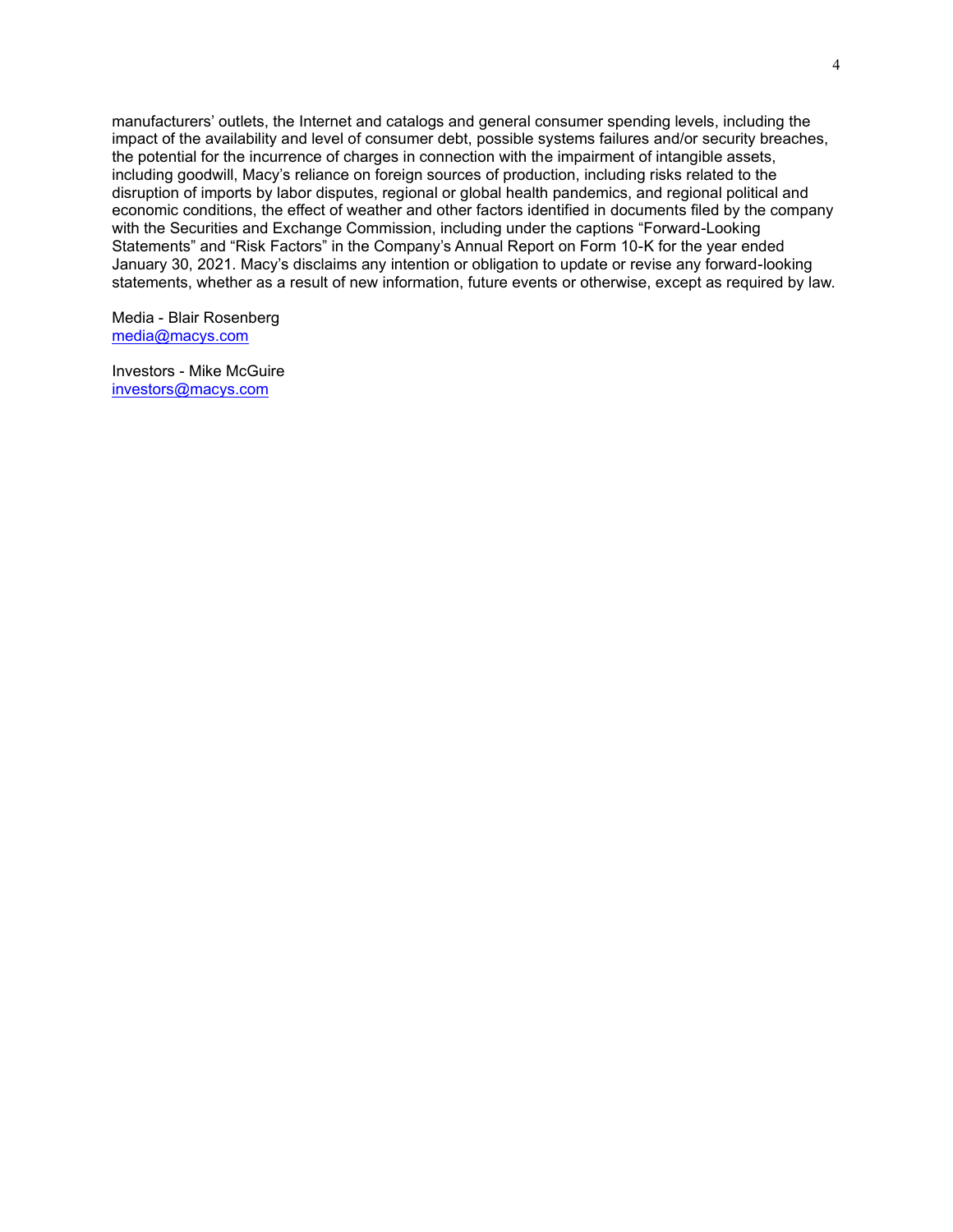manufacturers' outlets, the Internet and catalogs and general consumer spending levels, including the impact of the availability and level of consumer debt, possible systems failures and/or security breaches, the potential for the incurrence of charges in connection with the impairment of intangible assets, including goodwill, Macy's reliance on foreign sources of production, including risks related to the disruption of imports by labor disputes, regional or global health pandemics, and regional political and economic conditions, the effect of weather and other factors identified in documents filed by the company with the Securities and Exchange Commission, including under the captions "Forward-Looking Statements" and "Risk Factors" in the Company's Annual Report on Form 10-K for the year ended January 30, 2021. Macy's disclaims any intention or obligation to update or revise any forward-looking statements, whether as a result of new information, future events or otherwise, except as required by law.

Media - Blair Rosenberg
media@macys.com

Investors - Mike McGuire
investors@macys.com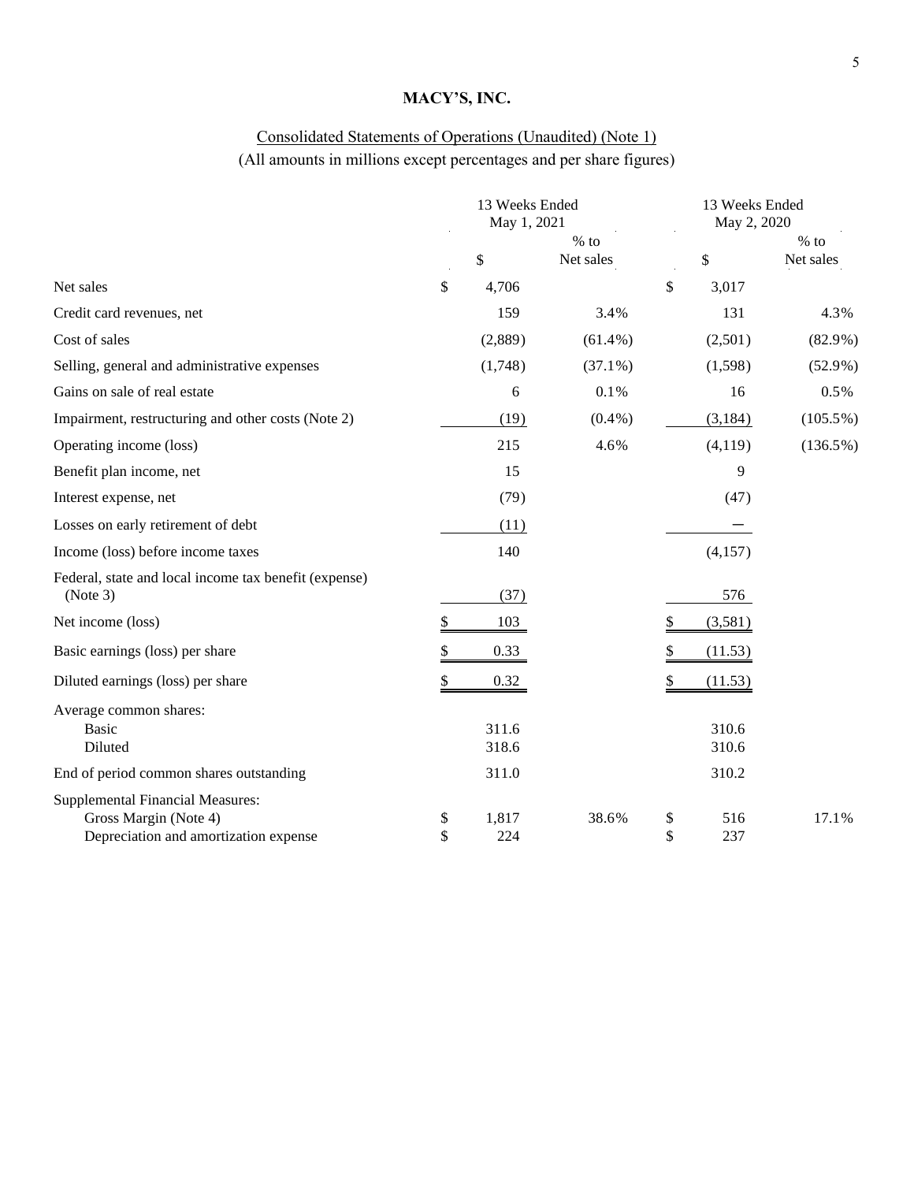# MACY'S, INC.

## Consolidated Statements of Operations (Unaudited) (Note 1)

(All amounts in millions except percentages and per share figures)

| | 13 Weeks Ended May 1, 2021 | | 13 Weeks Ended May 2, 2020 | |
|---|---|---|---|---|
| | $ | % to Net sales | $ | % to Net sales |
| Net sales | $ 4,706 | | $ 3,017 | |
| Credit card revenues, net | 159 | 3.4% | 131 | 4.3% |
| Cost of sales | (2,889) | (61.4%) | (2,501) | (82.9%) |
| Selling, general and administrative expenses | (1,748) | (37.1%) | (1,598) | (52.9%) |
| Gains on sale of real estate | 6 | 0.1% | 16 | 0.5% |
| Impairment, restructuring and other costs (Note 2) | (19) | (0.4%) | (3,184) | (105.5%) |
| Operating income (loss) | 215 | 4.6% | (4,119) | (136.5%) |
| Benefit plan income, net | 15 | | 9 | |
| Interest expense, net | (79) | | (47) | |
| Losses on early retirement of debt | (11) | | — | |
| Income (loss) before income taxes | 140 | | (4,157) | |
| Federal, state and local income tax benefit (expense) (Note 3) | (37) | | 576 | |
| Net income (loss) | $ 103 | | $ (3,581) | |
| Basic earnings (loss) per share | $ 0.33 | | $ (11.53) | |
| Diluted earnings (loss) per share | $ 0.32 | | $ (11.53) | |
| Average common shares: | | | | |
| Basic | 311.6 | | 310.6 | |
| Diluted | 318.6 | | 310.6 | |
| End of period common shares outstanding | 311.0 | | 310.2 | |
| Supplemental Financial Measures: | | | | |
| Gross Margin (Note 4) | $ 1,817 | 38.6% | $ 516 | 17.1% |
| Depreciation and amortization expense | $ 224 | | $ 237 | |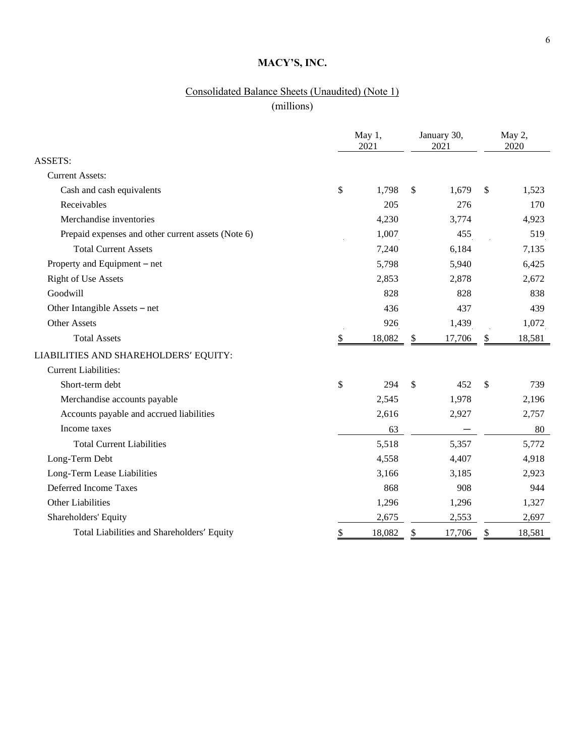# MACY'S, INC.

## Consolidated Balance Sheets (Unaudited) (Note 1)

(millions)

| | May 1, 2021 | January 30, 2021 | May 2, 2020 |
|---|---|---|---|
| ASSETS: | | | |
| Current Assets: | | | |
| Cash and cash equivalents | $ 1,798 | $ 1,679 | $ 1,523 |
| Receivables | 205 | 276 | 170 |
| Merchandise inventories | 4,230 | 3,774 | 4,923 |
| Prepaid expenses and other current assets (Note 6) | 1,007 | 455 | 519 |
| Total Current Assets | 7,240 | 6,184 | 7,135 |
| Property and Equipment – net | 5,798 | 5,940 | 6,425 |
| Right of Use Assets | 2,853 | 2,878 | 2,672 |
| Goodwill | 828 | 828 | 838 |
| Other Intangible Assets – net | 436 | 437 | 439 |
| Other Assets | 926 | 1,439 | 1,072 |
| Total Assets | $ 18,082 | $ 17,706 | $ 18,581 |
| LIABILITIES AND SHAREHOLDERS' EQUITY: | | | |
| Current Liabilities: | | | |
| Short-term debt | $ 294 | $ 452 | $ 739 |
| Merchandise accounts payable | 2,545 | 1,978 | 2,196 |
| Accounts payable and accrued liabilities | 2,616 | 2,927 | 2,757 |
| Income taxes | 63 | — | 80 |
| Total Current Liabilities | 5,518 | 5,357 | 5,772 |
| Long-Term Debt | 4,558 | 4,407 | 4,918 |
| Long-Term Lease Liabilities | 3,166 | 3,185 | 2,923 |
| Deferred Income Taxes | 868 | 908 | 944 |
| Other Liabilities | 1,296 | 1,296 | 1,327 |
| Shareholders' Equity | 2,675 | 2,553 | 2,697 |
| Total Liabilities and Shareholders' Equity | $ 18,082 | $ 17,706 | $ 18,581 |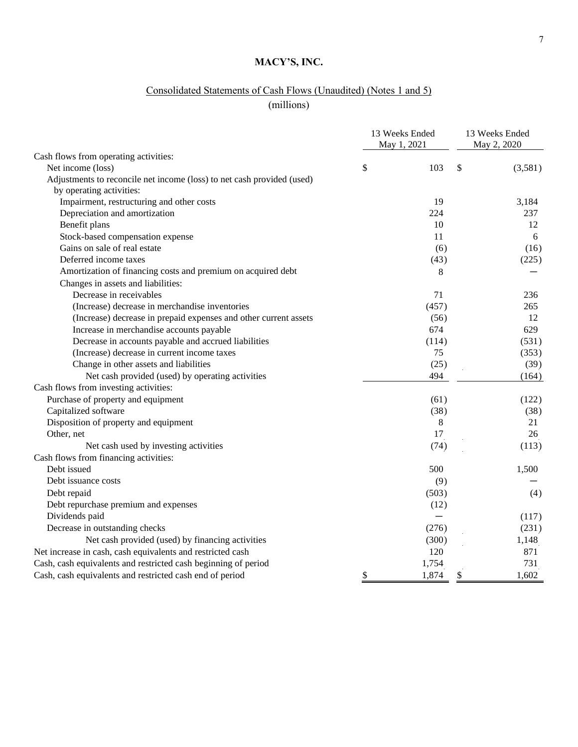# MACY'S, INC.

## Consolidated Statements of Cash Flows (Unaudited) (Notes 1 and 5)

(millions)

| | 13 Weeks Ended May 1, 2021 | 13 Weeks Ended May 2, 2020 |
|---|---|---|
| Cash flows from operating activities: | | |
| Net income (loss) | $ 103 | $ (3,581) |
| Adjustments to reconcile net income (loss) to net cash provided (used) by operating activities: | | |
| Impairment, restructuring and other costs | 19 | 3,184 |
| Depreciation and amortization | 224 | 237 |
| Benefit plans | 10 | 12 |
| Stock-based compensation expense | 11 | 6 |
| Gains on sale of real estate | (6) | (16) |
| Deferred income taxes | (43) | (225) |
| Amortization of financing costs and premium on acquired debt | 8 | — |
| Changes in assets and liabilities: | | |
| Decrease in receivables | 71 | 236 |
| (Increase) decrease in merchandise inventories | (457) | 265 |
| (Increase) decrease in prepaid expenses and other current assets | (56) | 12 |
| Increase in merchandise accounts payable | 674 | 629 |
| Decrease in accounts payable and accrued liabilities | (114) | (531) |
| (Increase) decrease in current income taxes | 75 | (353) |
| Change in other assets and liabilities | (25) | (39) |
| Net cash provided (used) by operating activities | 494 | (164) |
| Cash flows from investing activities: | | |
| Purchase of property and equipment | (61) | (122) |
| Capitalized software | (38) | (38) |
| Disposition of property and equipment | 8 | 21 |
| Other, net | 17 | 26 |
| Net cash used by investing activities | (74) | (113) |
| Cash flows from financing activities: | | |
| Debt issued | 500 | 1,500 |
| Debt issuance costs | (9) | — |
| Debt repaid | (503) | (4) |
| Debt repurchase premium and expenses | (12) | |
| Dividends paid | — | (117) |
| Decrease in outstanding checks | (276) | (231) |
| Net cash provided (used) by financing activities | (300) | 1,148 |
| Net increase in cash, cash equivalents and restricted cash | 120 | 871 |
| Cash, cash equivalents and restricted cash beginning of period | 1,754 | 731 |
| Cash, cash equivalents and restricted cash end of period | $ 1,874 | $ 1,602 |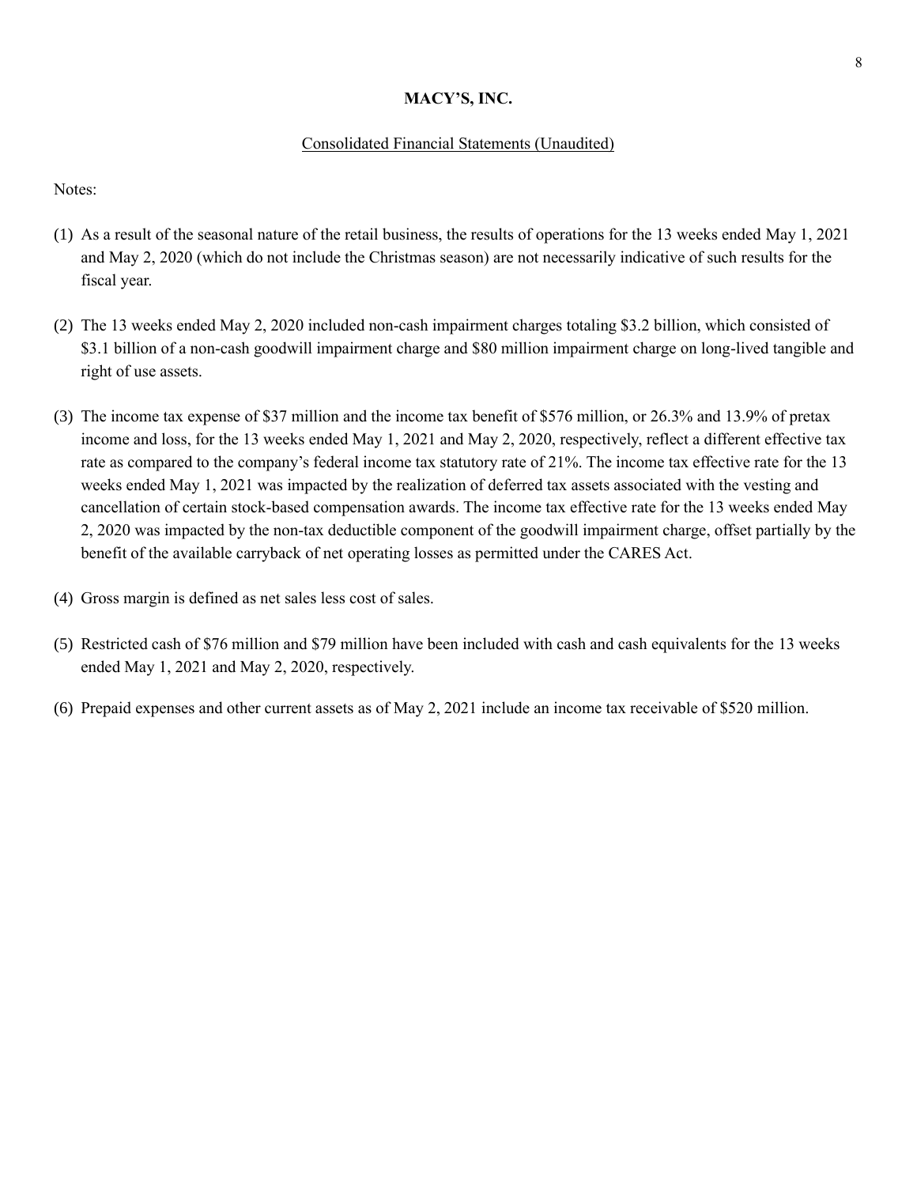**MACY'S, INC.**

Consolidated Financial Statements (Unaudited)

Notes:

(1) As a result of the seasonal nature of the retail business, the results of operations for the 13 weeks ended May 1, 2021 and May 2, 2020 (which do not include the Christmas season) are not necessarily indicative of such results for the fiscal year.

(2) The 13 weeks ended May 2, 2020 included non-cash impairment charges totaling $3.2 billion, which consisted of $3.1 billion of a non-cash goodwill impairment charge and $80 million impairment charge on long-lived tangible and right of use assets.

(3) The income tax expense of $37 million and the income tax benefit of $576 million, or 26.3% and 13.9% of pretax income and loss, for the 13 weeks ended May 1, 2021 and May 2, 2020, respectively, reflect a different effective tax rate as compared to the company's federal income tax statutory rate of 21%. The income tax effective rate for the 13 weeks ended May 1, 2021 was impacted by the realization of deferred tax assets associated with the vesting and cancellation of certain stock-based compensation awards. The income tax effective rate for the 13 weeks ended May 2, 2020 was impacted by the non-tax deductible component of the goodwill impairment charge, offset partially by the benefit of the available carryback of net operating losses as permitted under the CARES Act.

(4) Gross margin is defined as net sales less cost of sales.

(5) Restricted cash of $76 million and $79 million have been included with cash and cash equivalents for the 13 weeks ended May 1, 2021 and May 2, 2020, respectively.

(6) Prepaid expenses and other current assets as of May 2, 2021 include an income tax receivable of $520 million.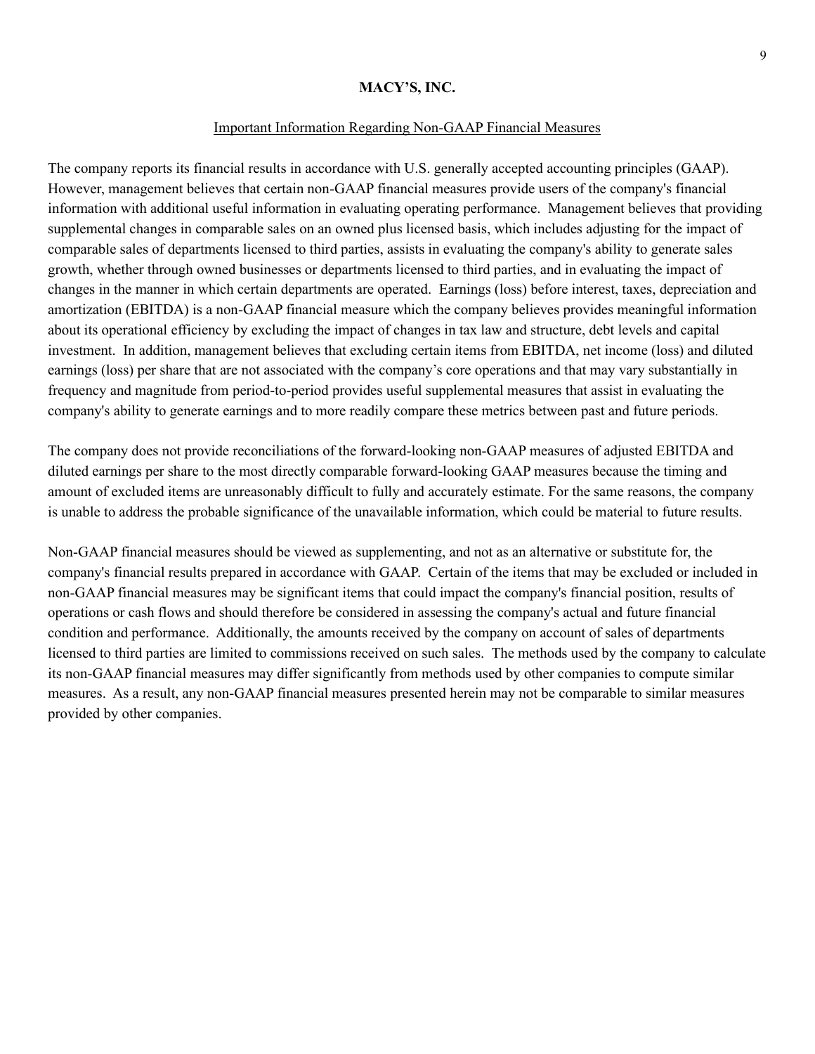**MACY'S, INC.**

Important Information Regarding Non-GAAP Financial Measures

The company reports its financial results in accordance with U.S. generally accepted accounting principles (GAAP). However, management believes that certain non-GAAP financial measures provide users of the company's financial information with additional useful information in evaluating operating performance. Management believes that providing supplemental changes in comparable sales on an owned plus licensed basis, which includes adjusting for the impact of comparable sales of departments licensed to third parties, assists in evaluating the company's ability to generate sales growth, whether through owned businesses or departments licensed to third parties, and in evaluating the impact of changes in the manner in which certain departments are operated. Earnings (loss) before interest, taxes, depreciation and amortization (EBITDA) is a non-GAAP financial measure which the company believes provides meaningful information about its operational efficiency by excluding the impact of changes in tax law and structure, debt levels and capital investment. In addition, management believes that excluding certain items from EBITDA, net income (loss) and diluted earnings (loss) per share that are not associated with the company's core operations and that may vary substantially in frequency and magnitude from period-to-period provides useful supplemental measures that assist in evaluating the company's ability to generate earnings and to more readily compare these metrics between past and future periods.

The company does not provide reconciliations of the forward-looking non-GAAP measures of adjusted EBITDA and diluted earnings per share to the most directly comparable forward-looking GAAP measures because the timing and amount of excluded items are unreasonably difficult to fully and accurately estimate. For the same reasons, the company is unable to address the probable significance of the unavailable information, which could be material to future results.

Non-GAAP financial measures should be viewed as supplementing, and not as an alternative or substitute for, the company's financial results prepared in accordance with GAAP. Certain of the items that may be excluded or included in non-GAAP financial measures may be significant items that could impact the company's financial position, results of operations or cash flows and should therefore be considered in assessing the company's actual and future financial condition and performance. Additionally, the amounts received by the company on account of sales of departments licensed to third parties are limited to commissions received on such sales. The methods used by the company to calculate its non-GAAP financial measures may differ significantly from methods used by other companies to compute similar measures. As a result, any non-GAAP financial measures presented herein may not be comparable to similar measures provided by other companies.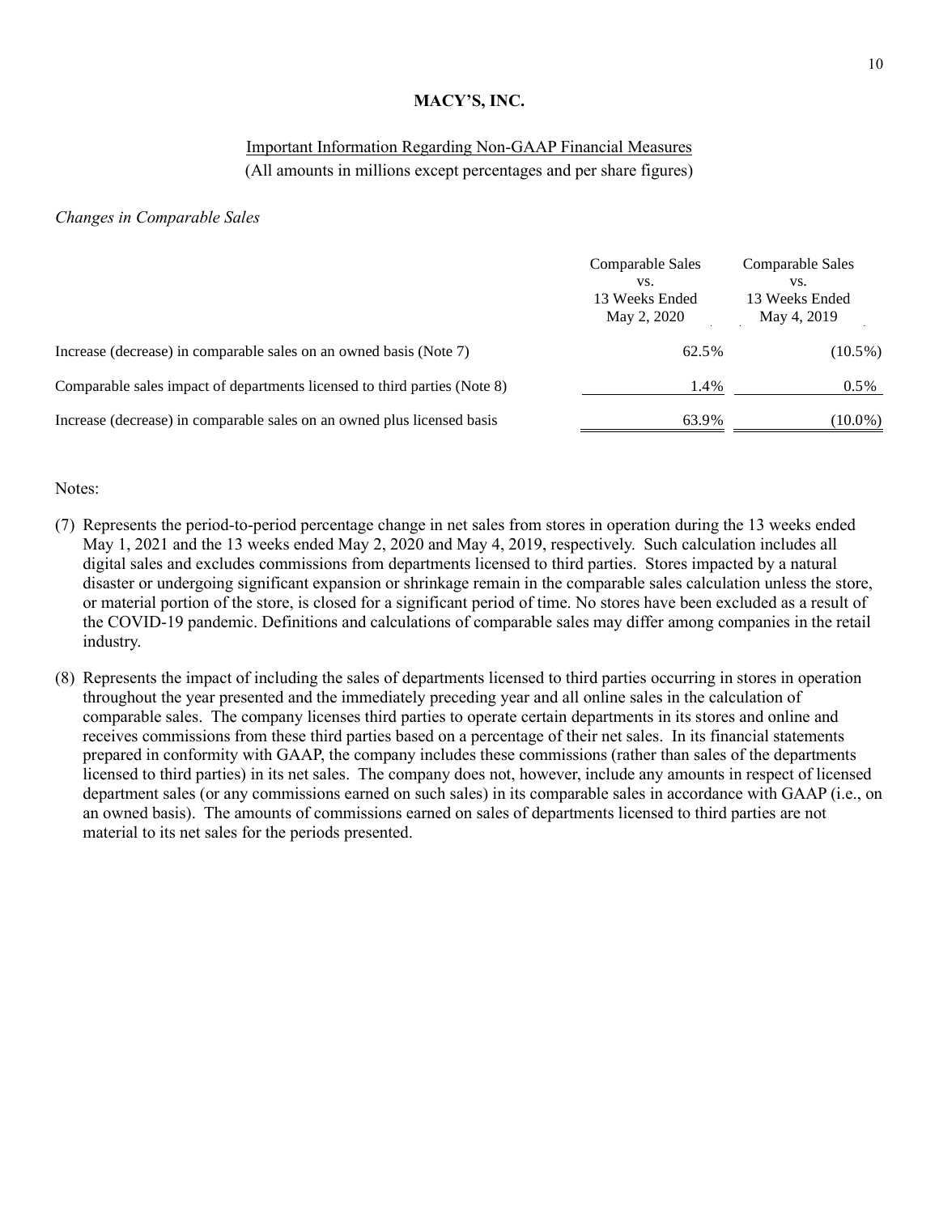# MACY'S, INC.

## Important Information Regarding Non-GAAP Financial Measures

(All amounts in millions except percentages and per share figures)

*Changes in Comparable Sales*

| | Comparable Sales vs. 13 Weeks Ended May 2, 2020 | Comparable Sales vs. 13 Weeks Ended May 4, 2019 |
|---|---|---|
| Increase (decrease) in comparable sales on an owned basis (Note 7) | 62.5% | (10.5%) |
| Comparable sales impact of departments licensed to third parties (Note 8) | 1.4% | 0.5% |
| Increase (decrease) in comparable sales on an owned plus licensed basis | 63.9% | (10.0%) |

Notes:

(7) Represents the period-to-period percentage change in net sales from stores in operation during the 13 weeks ended May 1, 2021 and the 13 weeks ended May 2, 2020 and May 4, 2019, respectively. Such calculation includes all digital sales and excludes commissions from departments licensed to third parties. Stores impacted by a natural disaster or undergoing significant expansion or shrinkage remain in the comparable sales calculation unless the store, or material portion of the store, is closed for a significant period of time. No stores have been excluded as a result of the COVID-19 pandemic. Definitions and calculations of comparable sales may differ among companies in the retail industry.

(8) Represents the impact of including the sales of departments licensed to third parties occurring in stores in operation throughout the year presented and the immediately preceding year and all online sales in the calculation of comparable sales. The company licenses third parties to operate certain departments in its stores and online and receives commissions from these third parties based on a percentage of their net sales. In its financial statements prepared in conformity with GAAP, the company includes these commissions (rather than sales of the departments licensed to third parties) in its net sales. The company does not, however, include any amounts in respect of licensed department sales (or any commissions earned on such sales) in its comparable sales in accordance with GAAP (i.e., on an owned basis). The amounts of commissions earned on sales of departments licensed to third parties are not material to its net sales for the periods presented.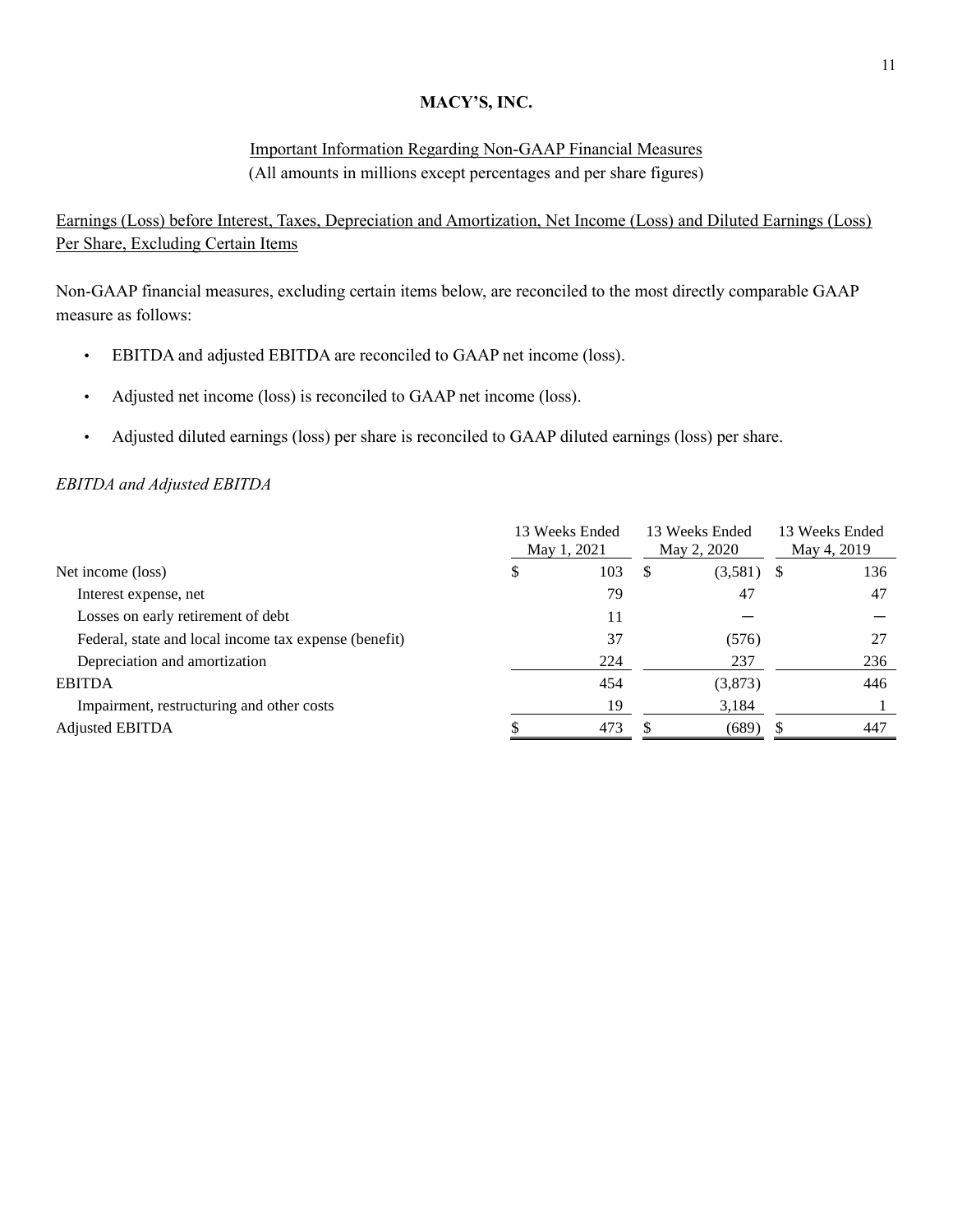**MACY'S, INC.**

Important Information Regarding Non-GAAP Financial Measures
(All amounts in millions except percentages and per share figures)

Earnings (Loss) before Interest, Taxes, Depreciation and Amortization, Net Income (Loss) and Diluted Earnings (Loss) Per Share, Excluding Certain Items

Non-GAAP financial measures, excluding certain items below, are reconciled to the most directly comparable GAAP measure as follows:

- EBITDA and adjusted EBITDA are reconciled to GAAP net income (loss).
- Adjusted net income (loss) is reconciled to GAAP net income (loss).
- Adjusted diluted earnings (loss) per share is reconciled to GAAP diluted earnings (loss) per share.

*EBITDA and Adjusted EBITDA*

| | 13 Weeks Ended May 1, 2021 | 13 Weeks Ended May 2, 2020 | 13 Weeks Ended May 4, 2019 |
|---|---|---|---|
| Net income (loss) | $ 103 | $ (3,581) | $ 136 |
| Interest expense, net | 79 | 47 | 47 |
| Losses on early retirement of debt | 11 | — | — |
| Federal, state and local income tax expense (benefit) | 37 | (576) | 27 |
| Depreciation and amortization | 224 | 237 | 236 |
| EBITDA | 454 | (3,873) | 446 |
| Impairment, restructuring and other costs | 19 | 3,184 | 1 |
| Adjusted EBITDA | $ 473 | $ (689) | $ 447 |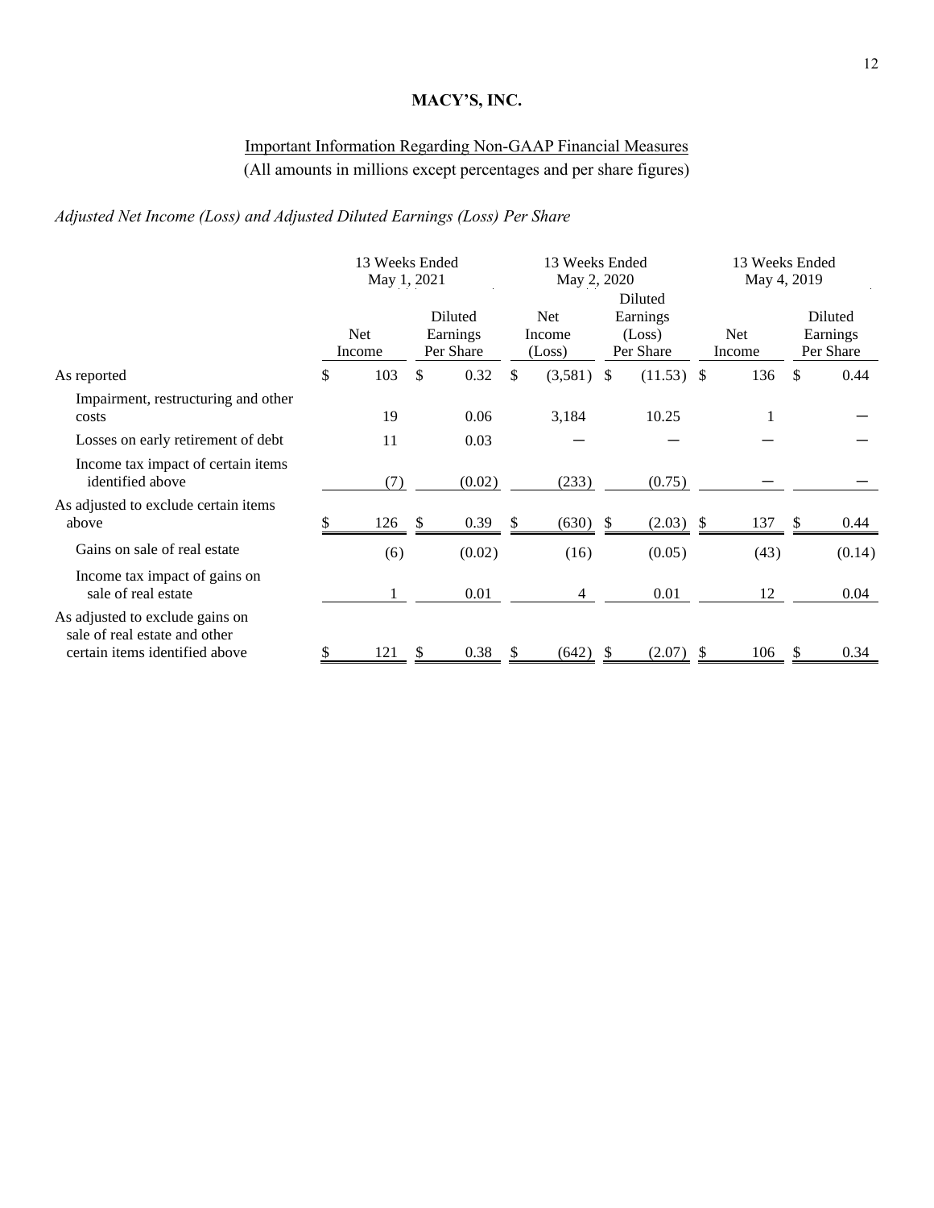**MACY'S, INC.**

Important Information Regarding Non-GAAP Financial Measures

(All amounts in millions except percentages and per share figures)

*Adjusted Net Income (Loss) and Adjusted Diluted Earnings (Loss) Per Share*

| | 13 Weeks Ended May 1, 2021 | | 13 Weeks Ended May 2, 2020 | | 13 Weeks Ended May 4, 2019 | |
|---|---|---|---|---|---|---|
| | Net Income | Diluted Earnings Per Share | Net Income (Loss) | Diluted Earnings (Loss) Per Share | Net Income | Diluted Earnings Per Share |
| As reported | $ 103 | $ 0.32 | $ (3,581) | $ (11.53) | $ 136 | $ 0.44 |
| Impairment, restructuring and other costs | 19 | 0.06 | 3,184 | 10.25 | 1 | — |
| Losses on early retirement of debt | 11 | 0.03 | — | — | — | — |
| Income tax impact of certain items identified above | (7) | (0.02) | (233) | (0.75) | — | — |
| As adjusted to exclude certain items above | $ 126 | $ 0.39 | $ (630) | $ (2.03) | $ 137 | $ 0.44 |
| Gains on sale of real estate | (6) | (0.02) | (16) | (0.05) | (43) | (0.14) |
| Income tax impact of gains on sale of real estate | 1 | 0.01 | 4 | 0.01 | 12 | 0.04 |
| As adjusted to exclude gains on sale of real estate and other certain items identified above | $ 121 | $ 0.38 | $ (642) | $ (2.07) | $ 106 | $ 0.34 |